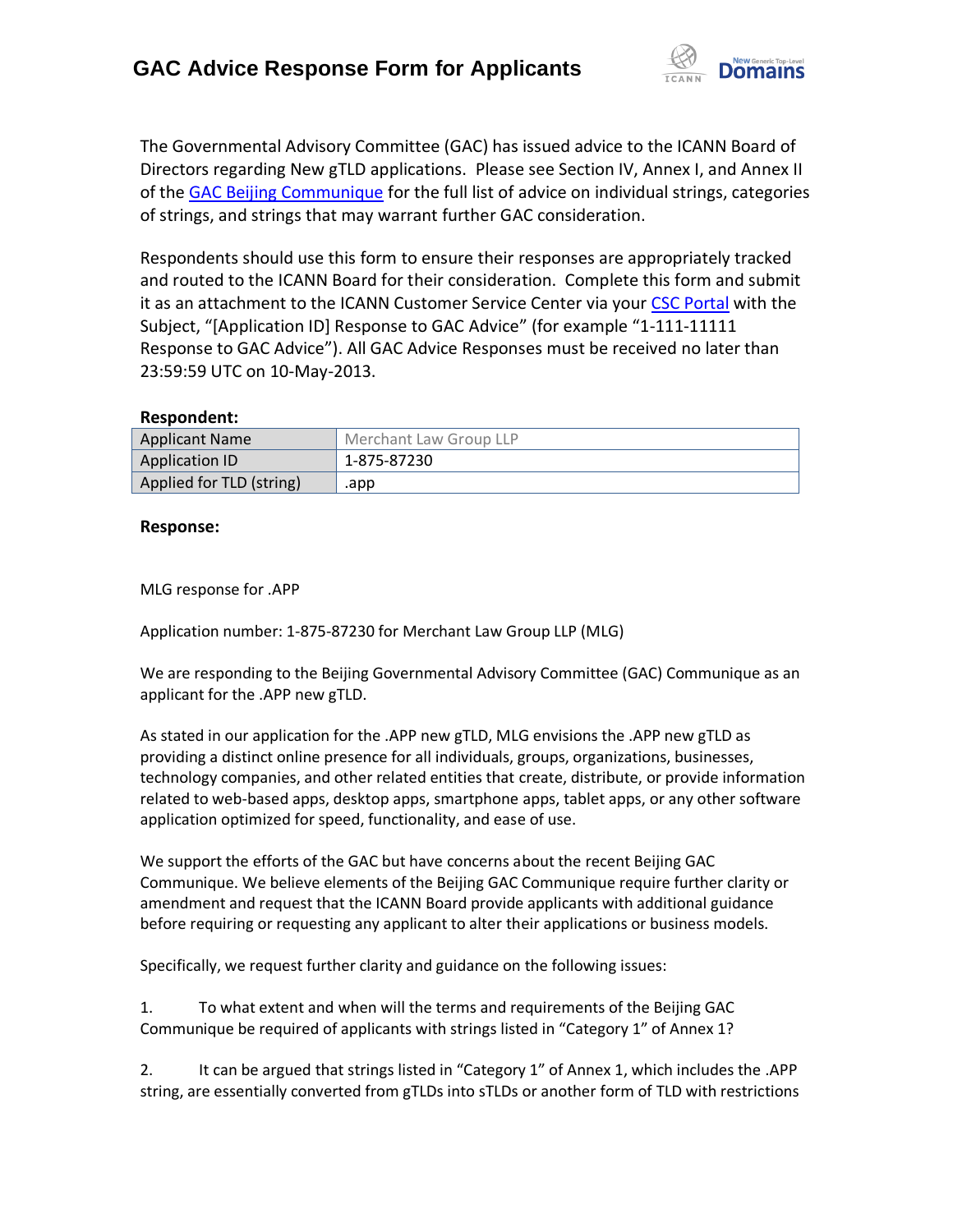# GAC Advice Response Form for Applicants

The Governmental Advisory Committee (GAC) has issued advice to the ICANN Board of Directors regarding New gTLD applications. Please see Section IV, Annex I, and Annex II of the [GAC Beijing Communique](#) for the full list of advice on individual strings, categories of strings, and strings that may warrant further GAC consideration.

Respondents should use this form to ensure their responses are appropriately tracked and routed to the ICANN Board for their consideration. Complete this form and submit it as an attachment to the ICANN Customer Service Center via your [CSC Portal](#) with the Subject, "[Application ID] Response to GAC Advice" (for example "1-111-11111 Response to GAC Advice"). All GAC Advice Responses must be received no later than 23:59:59 UTC on 10-May-2013.

**Respondent:**

| | |
|---|---|
| Applicant Name | Merchant Law Group LLP |
| Application ID | 1-875-87230 |
| Applied for TLD (string) | .app |

**Response:**

MLG response for .APP

Application number: 1-875-87230 for Merchant Law Group LLP (MLG)

We are responding to the Beijing Governmental Advisory Committee (GAC) Communique as an applicant for the .APP new gTLD.

As stated in our application for the .APP new gTLD, MLG envisions the .APP new gTLD as providing a distinct online presence for all individuals, groups, organizations, businesses, technology companies, and other related entities that create, distribute, or provide information related to web-based apps, desktop apps, smartphone apps, tablet apps, or any other software application optimized for speed, functionality, and ease of use.

We support the efforts of the GAC but have concerns about the recent Beijing GAC Communique. We believe elements of the Beijing GAC Communique require further clarity or amendment and request that the ICANN Board provide applicants with additional guidance before requiring or requesting any applicant to alter their applications or business models.

Specifically, we request further clarity and guidance on the following issues:

1. To what extent and when will the terms and requirements of the Beijing GAC Communique be required of applicants with strings listed in "Category 1" of Annex 1?

2. It can be argued that strings listed in "Category 1" of Annex 1, which includes the .APP string, are essentially converted from gTLDs into sTLDs or another form of TLD with restrictions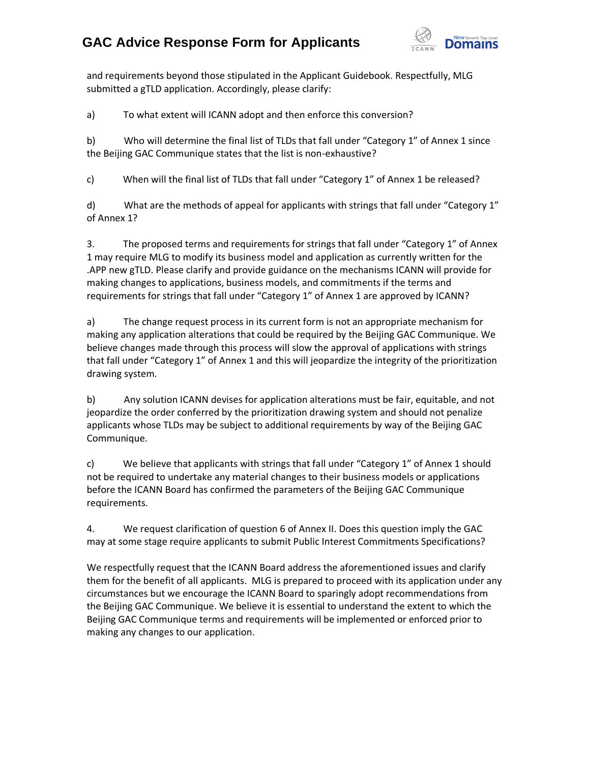and requirements beyond those stipulated in the Applicant Guidebook. Respectfully, MLG submitted a gTLD application. Accordingly, please clarify:

a) To what extent will ICANN adopt and then enforce this conversion?

b) Who will determine the final list of TLDs that fall under "Category 1" of Annex 1 since the Beijing GAC Communique states that the list is non-exhaustive?

c) When will the final list of TLDs that fall under "Category 1" of Annex 1 be released?

d) What are the methods of appeal for applicants with strings that fall under "Category 1" of Annex 1?

3. The proposed terms and requirements for strings that fall under "Category 1" of Annex 1 may require MLG to modify its business model and application as currently written for the .APP new gTLD. Please clarify and provide guidance on the mechanisms ICANN will provide for making changes to applications, business models, and commitments if the terms and requirements for strings that fall under "Category 1" of Annex 1 are approved by ICANN?

a) The change request process in its current form is not an appropriate mechanism for making any application alterations that could be required by the Beijing GAC Communique. We believe changes made through this process will slow the approval of applications with strings that fall under "Category 1" of Annex 1 and this will jeopardize the integrity of the prioritization drawing system.

b) Any solution ICANN devises for application alterations must be fair, equitable, and not jeopardize the order conferred by the prioritization drawing system and should not penalize applicants whose TLDs may be subject to additional requirements by way of the Beijing GAC Communique.

c) We believe that applicants with strings that fall under "Category 1" of Annex 1 should not be required to undertake any material changes to their business models or applications before the ICANN Board has confirmed the parameters of the Beijing GAC Communique requirements.

4. We request clarification of question 6 of Annex II. Does this question imply the GAC may at some stage require applicants to submit Public Interest Commitments Specifications?

We respectfully request that the ICANN Board address the aforementioned issues and clarify them for the benefit of all applicants. MLG is prepared to proceed with its application under any circumstances but we encourage the ICANN Board to sparingly adopt recommendations from the Beijing GAC Communique. We believe it is essential to understand the extent to which the Beijing GAC Communique terms and requirements will be implemented or enforced prior to making any changes to our application.